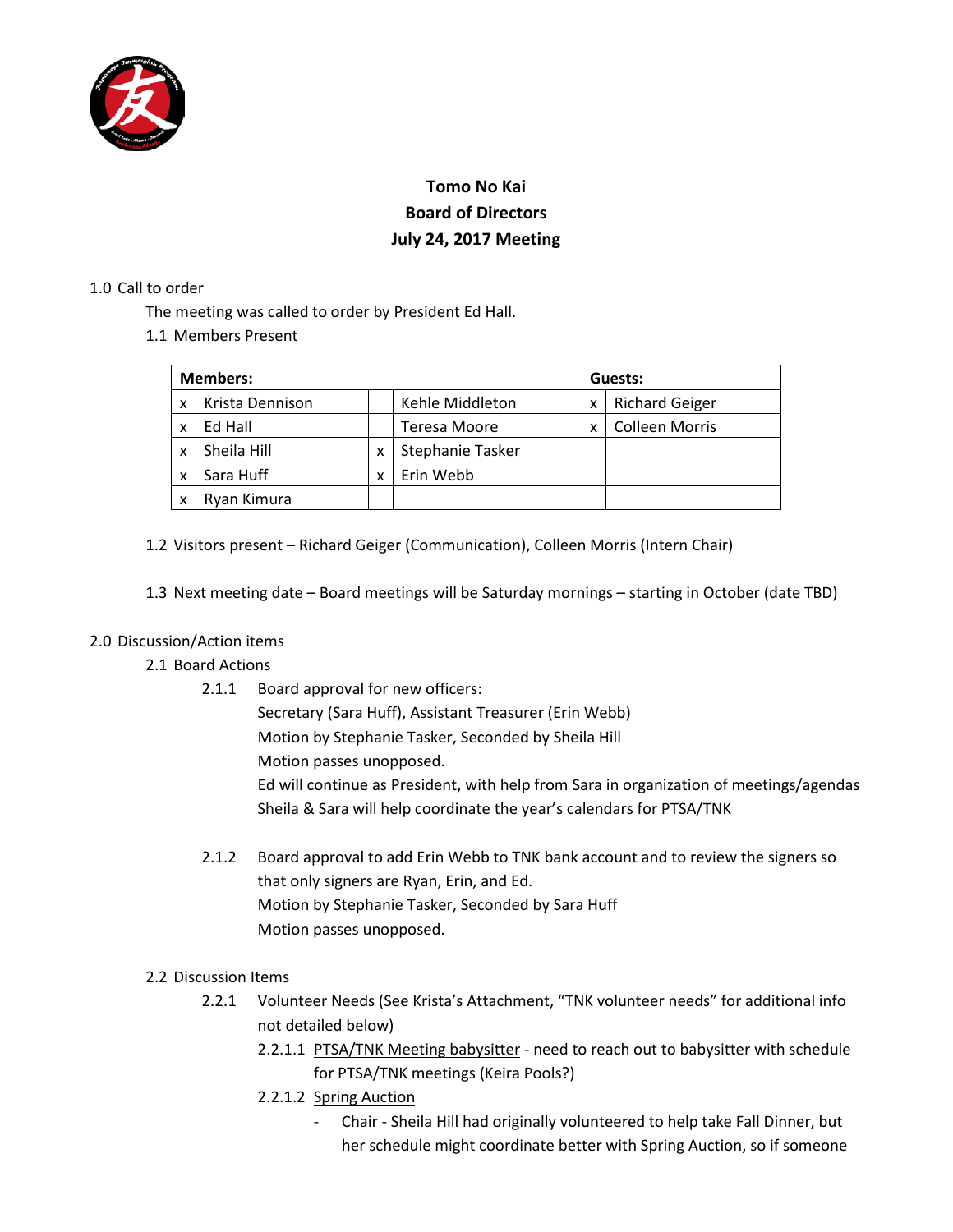# Tomo No Kai
# Board of Directors
# July 24, 2017 Meeting

1.0 Call to order

The meeting was called to order by President Ed Hall.

1.1 Members Present

| Members: | | | | Guests: | |
|---|---|---|---|---|---|
| x | Krista Dennison | | Kehle Middleton | x | Richard Geiger |
| x | Ed Hall | | Teresa Moore | x | Colleen Morris |
| x | Sheila Hill | x | Stephanie Tasker | | |
| x | Sara Huff | x | Erin Webb | | |
| x | Ryan Kimura | | | | |

1.2 Visitors present – Richard Geiger (Communication), Colleen Morris (Intern Chair)

1.3 Next meeting date – Board meetings will be Saturday mornings – starting in October (date TBD)

2.0 Discussion/Action items

2.1 Board Actions

2.1.1 Board approval for new officers:
Secretary (Sara Huff), Assistant Treasurer (Erin Webb)
Motion by Stephanie Tasker, Seconded by Sheila Hill
Motion passes unopposed.
Ed will continue as President, with help from Sara in organization of meetings/agendas
Sheila & Sara will help coordinate the year's calendars for PTSA/TNK

2.1.2 Board approval to add Erin Webb to TNK bank account and to review the signers so that only signers are Ryan, Erin, and Ed.
Motion by Stephanie Tasker, Seconded by Sara Huff
Motion passes unopposed.

2.2 Discussion Items

2.2.1 Volunteer Needs (See Krista's Attachment, "TNK volunteer needs" for additional info not detailed below)

2.2.1.1 PTSA/TNK Meeting babysitter - need to reach out to babysitter with schedule for PTSA/TNK meetings (Keira Pools?)

2.2.1.2 Spring Auction

- Chair - Sheila Hill had originally volunteered to help take Fall Dinner, but her schedule might coordinate better with Spring Auction, so if someone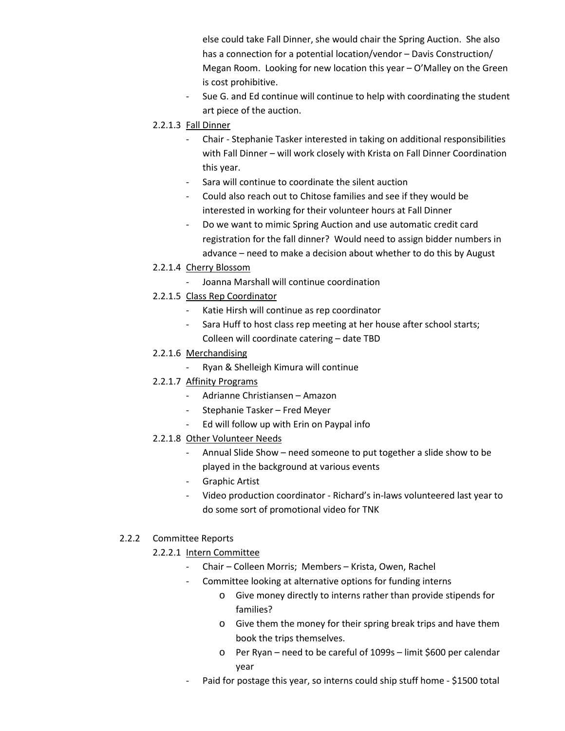else could take Fall Dinner, she would chair the Spring Auction. She also has a connection for a potential location/vendor – Davis Construction/ Megan Room. Looking for new location this year – O'Malley on the Green is cost prohibitive.

- Sue G. and Ed continue will continue to help with coordinating the student art piece of the auction.

2.2.1.3 Fall Dinner

- Chair - Stephanie Tasker interested in taking on additional responsibilities with Fall Dinner – will work closely with Krista on Fall Dinner Coordination this year.
- Sara will continue to coordinate the silent auction
- Could also reach out to Chitose families and see if they would be interested in working for their volunteer hours at Fall Dinner
- Do we want to mimic Spring Auction and use automatic credit card registration for the fall dinner? Would need to assign bidder numbers in advance – need to make a decision about whether to do this by August

2.2.1.4 Cherry Blossom

- Joanna Marshall will continue coordination

2.2.1.5 Class Rep Coordinator

- Katie Hirsh will continue as rep coordinator
- Sara Huff to host class rep meeting at her house after school starts; Colleen will coordinate catering – date TBD

2.2.1.6 Merchandising

- Ryan & Shelleigh Kimura will continue

2.2.1.7 Affinity Programs

- Adrianne Christiansen – Amazon
- Stephanie Tasker – Fred Meyer
- Ed will follow up with Erin on Paypal info

2.2.1.8 Other Volunteer Needs

- Annual Slide Show – need someone to put together a slide show to be played in the background at various events
- Graphic Artist
- Video production coordinator - Richard's in-laws volunteered last year to do some sort of promotional video for TNK

2.2.2 Committee Reports

2.2.2.1 Intern Committee

- Chair – Colleen Morris; Members – Krista, Owen, Rachel
- Committee looking at alternative options for funding interns
  - Give money directly to interns rather than provide stipends for families?
  - Give them the money for their spring break trips and have them book the trips themselves.
  - Per Ryan – need to be careful of 1099s – limit $600 per calendar year
- Paid for postage this year, so interns could ship stuff home - $1500 total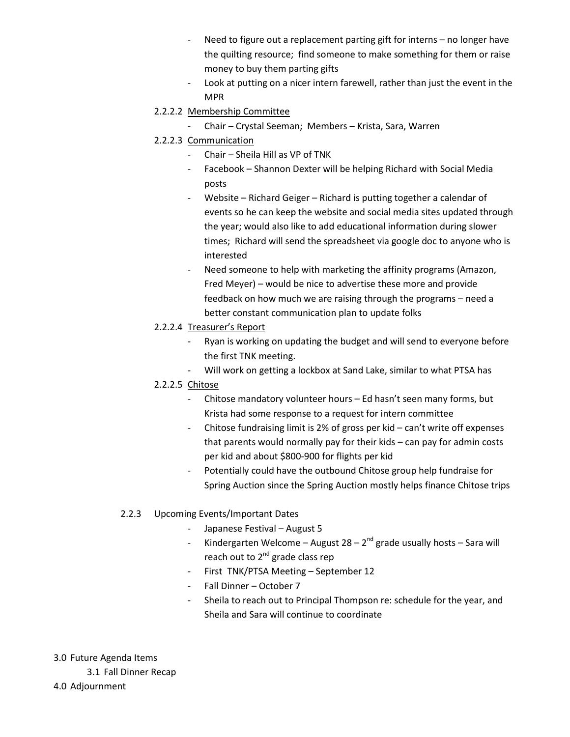- Need to figure out a replacement parting gift for interns – no longer have the quilting resource; find someone to make something for them or raise money to buy them parting gifts
- Look at putting on a nicer intern farewell, rather than just the event in the MPR

2.2.2.2 Membership Committee

- Chair – Crystal Seeman; Members – Krista, Sara, Warren

2.2.2.3 Communication

- Chair – Sheila Hill as VP of TNK
- Facebook – Shannon Dexter will be helping Richard with Social Media posts
- Website – Richard Geiger – Richard is putting together a calendar of events so he can keep the website and social media sites updated through the year; would also like to add educational information during slower times; Richard will send the spreadsheet via google doc to anyone who is interested
- Need someone to help with marketing the affinity programs (Amazon, Fred Meyer) – would be nice to advertise these more and provide feedback on how much we are raising through the programs – need a better constant communication plan to update folks

2.2.2.4 Treasurer's Report

- Ryan is working on updating the budget and will send to everyone before the first TNK meeting.
- Will work on getting a lockbox at Sand Lake, similar to what PTSA has

2.2.2.5 Chitose

- Chitose mandatory volunteer hours – Ed hasn't seen many forms, but Krista had some response to a request for intern committee
- Chitose fundraising limit is 2% of gross per kid – can't write off expenses that parents would normally pay for their kids – can pay for admin costs per kid and about $800-900 for flights per kid
- Potentially could have the outbound Chitose group help fundraise for Spring Auction since the Spring Auction mostly helps finance Chitose trips

2.2.3 Upcoming Events/Important Dates

- Japanese Festival – August 5
- Kindergarten Welcome – August 28 – 2nd grade usually hosts – Sara will reach out to 2nd grade class rep
- First TNK/PTSA Meeting – September 12
- Fall Dinner – October 7
- Sheila to reach out to Principal Thompson re: schedule for the year, and Sheila and Sara will continue to coordinate

3.0 Future Agenda Items

3.1 Fall Dinner Recap

4.0 Adjournment